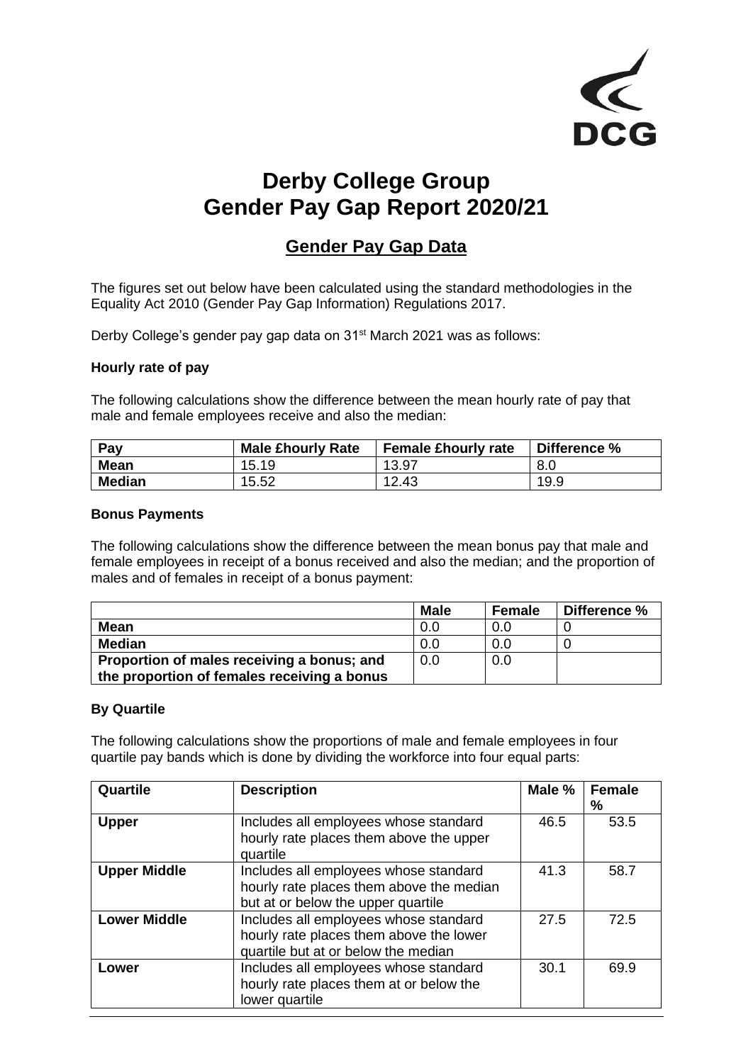DCG

# Derby College Group
# Gender Pay Gap Report 2020/21

## Gender Pay Gap Data

The figures set out below have been calculated using the standard methodologies in the Equality Act 2010 (Gender Pay Gap Information) Regulations 2017.

Derby College's gender pay gap data on 31st March 2021 was as follows:

### Hourly rate of pay

The following calculations show the difference between the mean hourly rate of pay that male and female employees receive and also the median:

| Pay | Male £hourly Rate | Female £hourly rate | Difference % |
|---|---|---|---|
| **Mean** | 15.19 | 13.97 | 8.0 |
| **Median** | 15.52 | 12.43 | 19.9 |

### Bonus Payments

The following calculations show the difference between the mean bonus pay that male and female employees in receipt of a bonus received and also the median; and the proportion of males and of females in receipt of a bonus payment:

| | Male | Female | Difference % |
|---|---|---|---|
| **Mean** | 0.0 | 0.0 | 0 |
| **Median** | 0.0 | 0.0 | 0 |
| **Proportion of males receiving a bonus; and the proportion of females receiving a bonus** | 0.0 | 0.0 | |

### By Quartile

The following calculations show the proportions of male and female employees in four quartile pay bands which is done by dividing the workforce into four equal parts:

| Quartile | Description | Male % | Female % |
|---|---|---|---|
| **Upper** | Includes all employees whose standard hourly rate places them above the upper quartile | 46.5 | 53.5 |
| **Upper Middle** | Includes all employees whose standard hourly rate places them above the median but at or below the upper quartile | 41.3 | 58.7 |
| **Lower Middle** | Includes all employees whose standard hourly rate places them above the lower quartile but at or below the median | 27.5 | 72.5 |
| **Lower** | Includes all employees whose standard hourly rate places them at or below the lower quartile | 30.1 | 69.9 |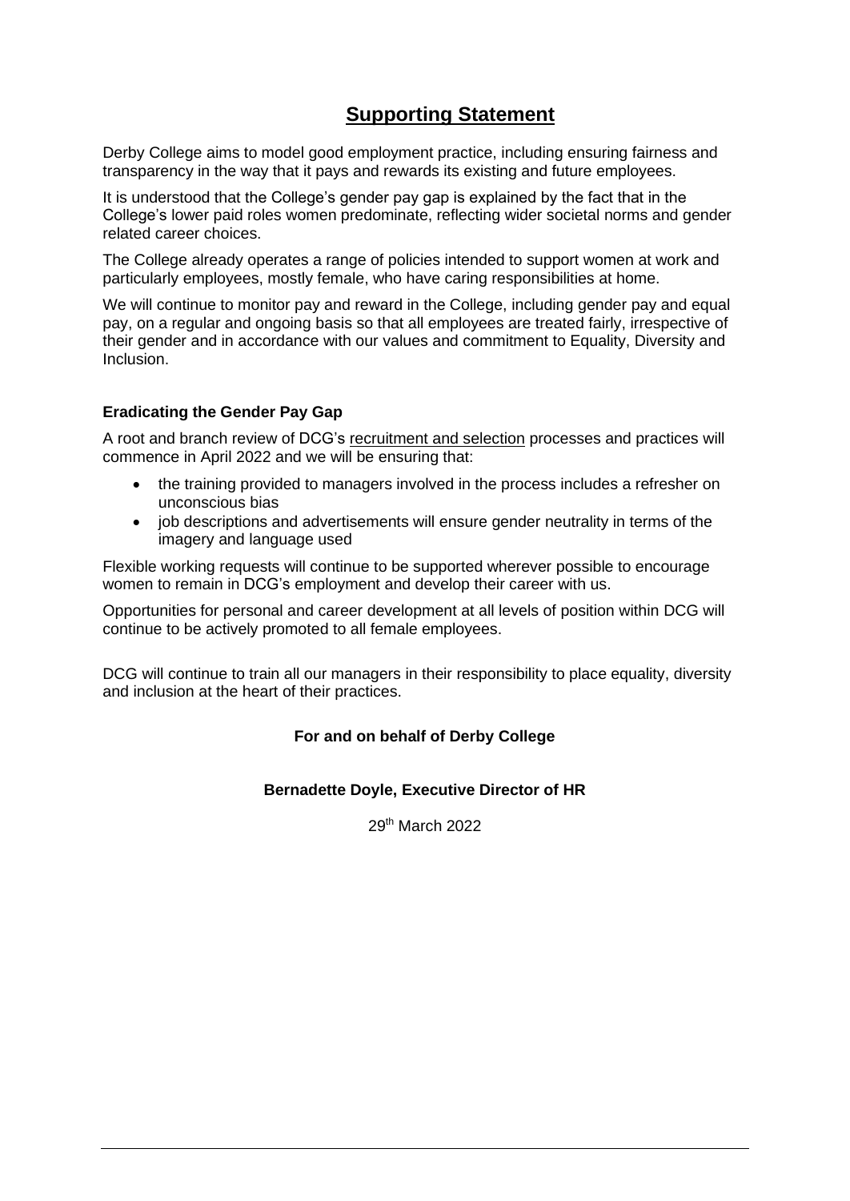# Supporting Statement

Derby College aims to model good employment practice, including ensuring fairness and transparency in the way that it pays and rewards its existing and future employees.

It is understood that the College's gender pay gap is explained by the fact that in the College's lower paid roles women predominate, reflecting wider societal norms and gender related career choices.

The College already operates a range of policies intended to support women at work and particularly employees, mostly female, who have caring responsibilities at home.

We will continue to monitor pay and reward in the College, including gender pay and equal pay, on a regular and ongoing basis so that all employees are treated fairly, irrespective of their gender and in accordance with our values and commitment to Equality, Diversity and Inclusion.

### Eradicating the Gender Pay Gap

A root and branch review of DCG's recruitment and selection processes and practices will commence in April 2022 and we will be ensuring that:

- the training provided to managers involved in the process includes a refresher on unconscious bias
- job descriptions and advertisements will ensure gender neutrality in terms of the imagery and language used

Flexible working requests will continue to be supported wherever possible to encourage women to remain in DCG's employment and develop their career with us.

Opportunities for personal and career development at all levels of position within DCG will continue to be actively promoted to all female employees.

DCG will continue to train all our managers in their responsibility to place equality, diversity and inclusion at the heart of their practices.

**For and on behalf of Derby College**

**Bernadette Doyle, Executive Director of HR**

29th March 2022